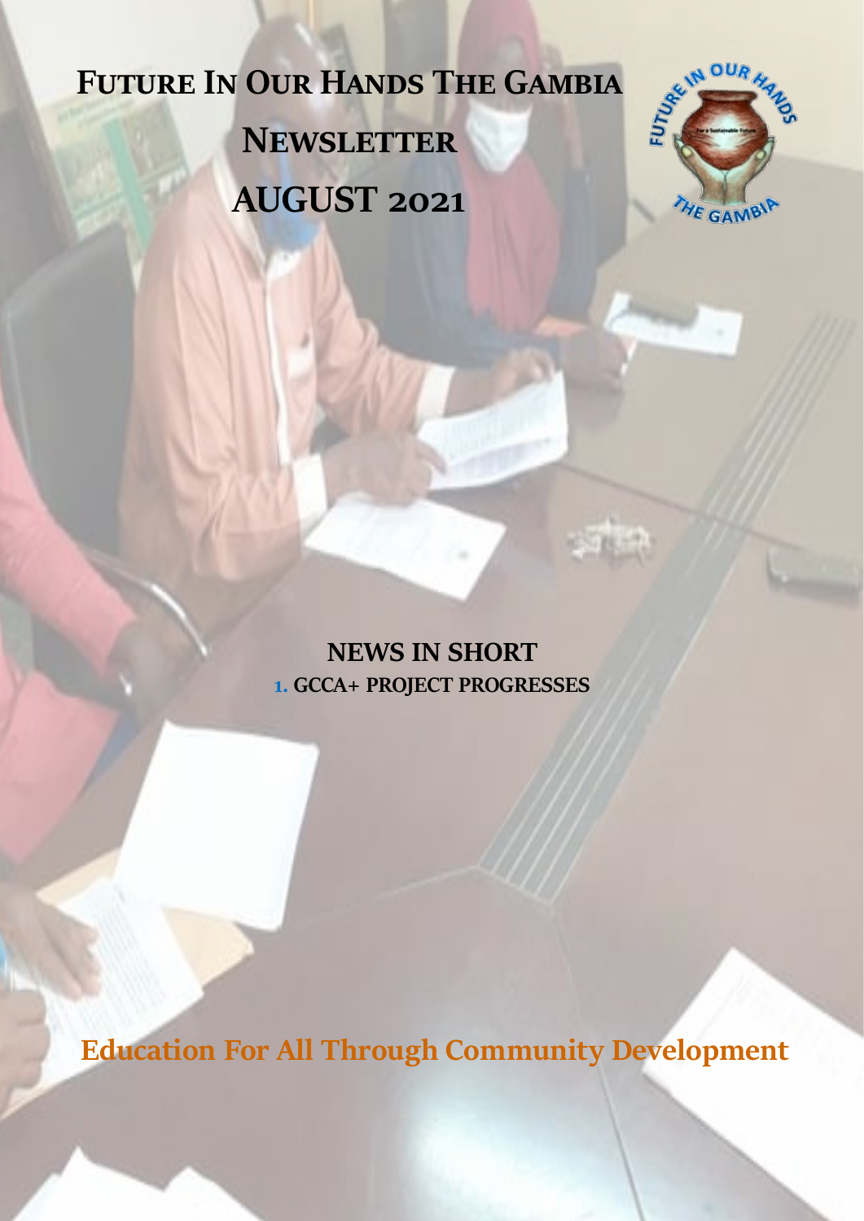# Future In Our Hands The Gambia

# Newsletter

# AUGUST 2021

## NEWS IN SHORT

1. GCCA+ PROJECT PROGRESSES

**Education For All Through Community Development**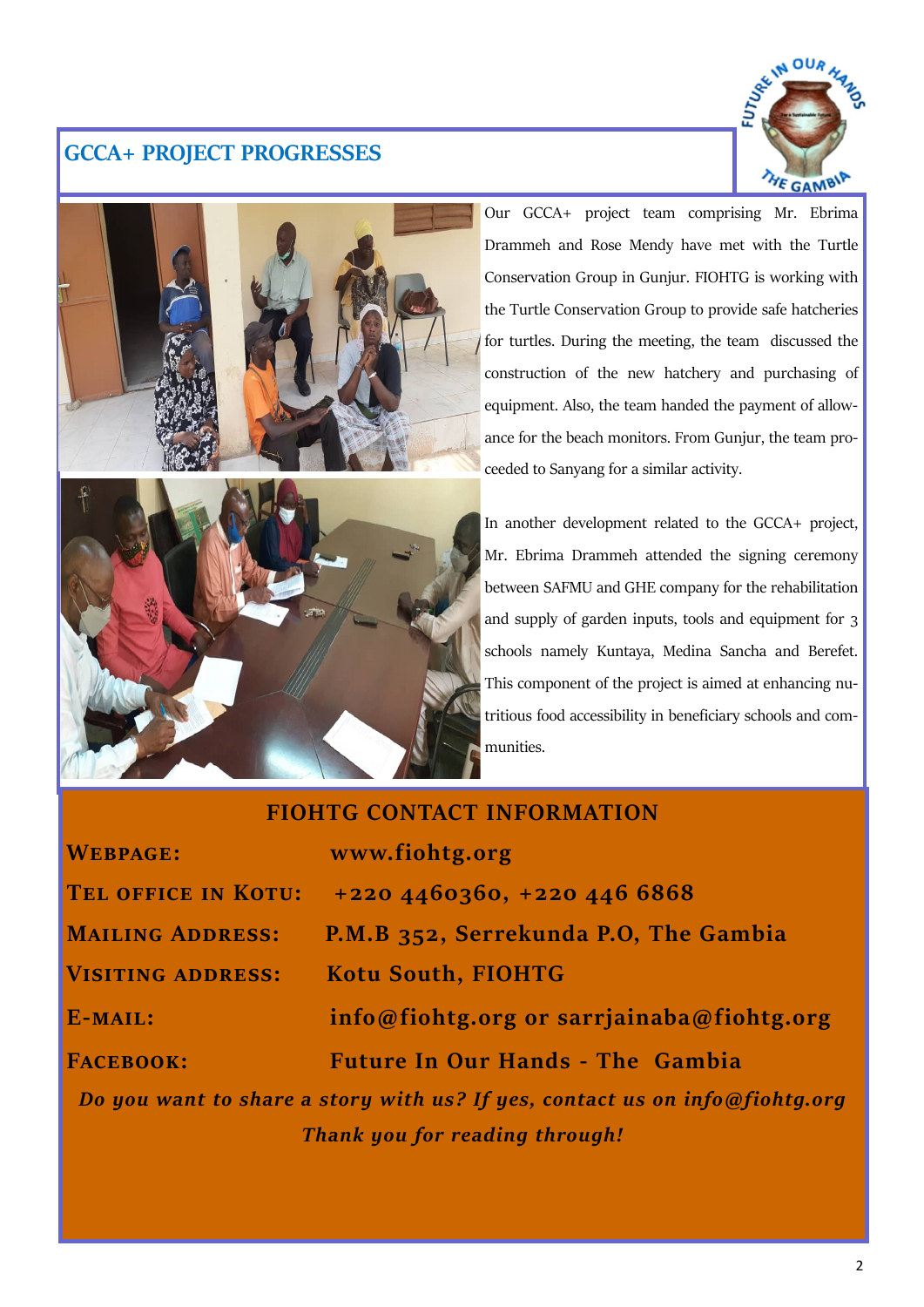## GCCA+ PROJECT PROGRESSES

Our GCCA+ project team comprising Mr. Ebrima Drammeh and Rose Mendy have met with the Turtle Conservation Group in Gunjur. FIOHTG is working with the Turtle Conservation Group to provide safe hatcheries for turtles. During the meeting, the team discussed the construction of the new hatchery and purchasing of equipment. Also, the team handed the payment of allowance for the beach monitors. From Gunjur, the team proceeded to Sanyang for a similar activity.

In another development related to the GCCA+ project, Mr. Ebrima Drammeh attended the signing ceremony between SAFMU and GHE company for the rehabilitation and supply of garden inputs, tools and equipment for 3 schools namely Kuntaya, Medina Sancha and Berefet. This component of the project is aimed at enhancing nutritious food accessibility in beneficiary schools and communities.

## FIOHTG CONTACT INFORMATION

**WEBPAGE:** www.fiohtg.org

**TEL OFFICE IN KOTU:** +220 4460360, +220 446 6868

**MAILING ADDRESS:** P.M.B 352, Serrekunda P.O, The Gambia

**VISITING ADDRESS:** Kotu South, FIOHTG

**E-MAIL:** info@fiohtg.org or sarrjainaba@fiohtg.org

**FACEBOOK:** Future In Our Hands - The Gambia

*Do you want to share a story with us? If yes, contact us on info@fiohtg.org*

*Thank you for reading through!*